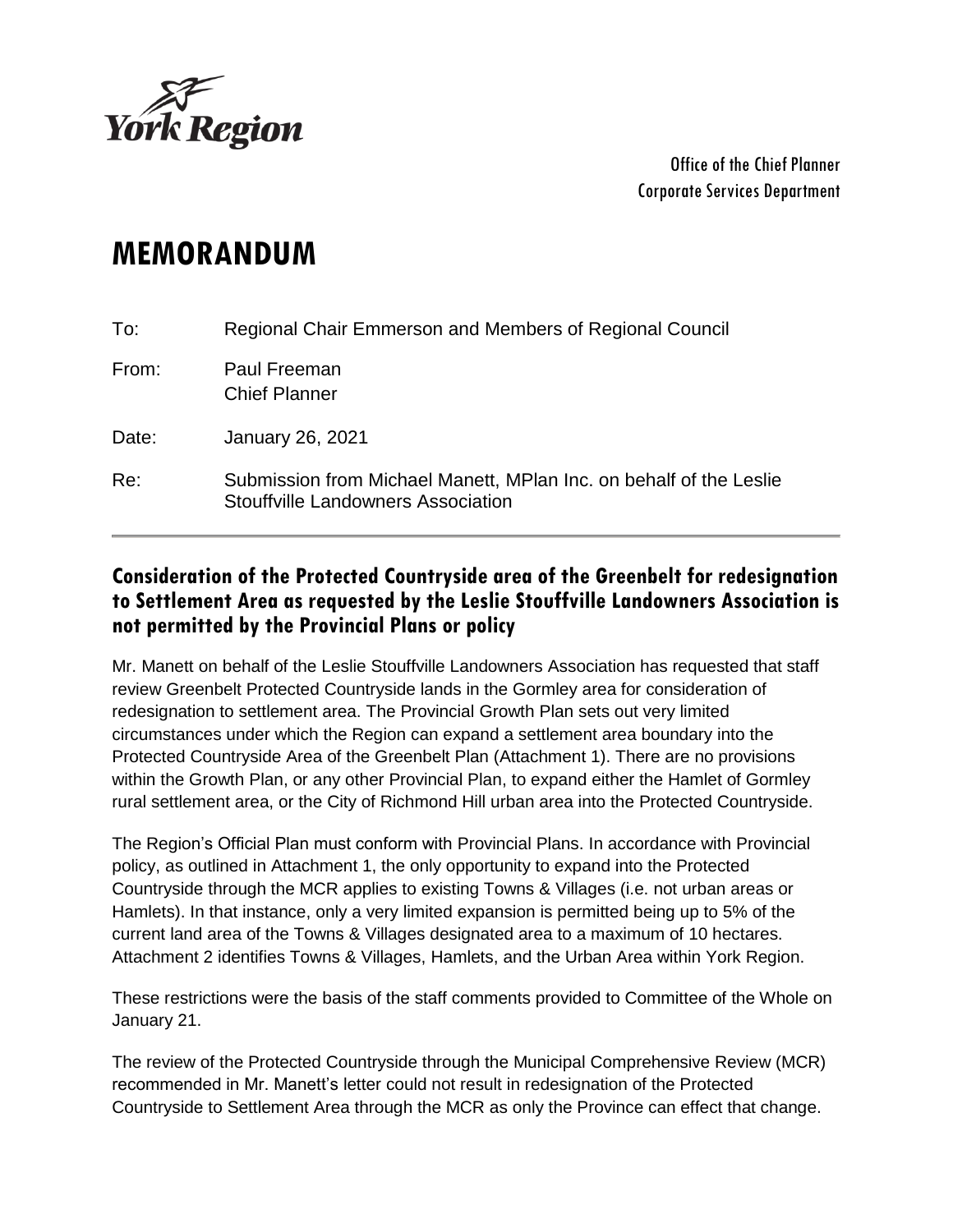York Region

Office of the Chief Planner
Corporate Services Department

# MEMORANDUM

To: Regional Chair Emmerson and Members of Regional Council

From: Paul Freeman
Chief Planner

Date: January 26, 2021

Re: Submission from Michael Manett, MPlan Inc. on behalf of the Leslie Stouffville Landowners Association

## Consideration of the Protected Countryside area of the Greenbelt for redesignation to Settlement Area as requested by the Leslie Stouffville Landowners Association is not permitted by the Provincial Plans or policy

Mr. Manett on behalf of the Leslie Stouffville Landowners Association has requested that staff review Greenbelt Protected Countryside lands in the Gormley area for consideration of redesignation to settlement area. The Provincial Growth Plan sets out very limited circumstances under which the Region can expand a settlement area boundary into the Protected Countryside Area of the Greenbelt Plan (Attachment 1). There are no provisions within the Growth Plan, or any other Provincial Plan, to expand either the Hamlet of Gormley rural settlement area, or the City of Richmond Hill urban area into the Protected Countryside.

The Region's Official Plan must conform with Provincial Plans. In accordance with Provincial policy, as outlined in Attachment 1, the only opportunity to expand into the Protected Countryside through the MCR applies to existing Towns & Villages (i.e. not urban areas or Hamlets). In that instance, only a very limited expansion is permitted being up to 5% of the current land area of the Towns & Villages designated area to a maximum of 10 hectares. Attachment 2 identifies Towns & Villages, Hamlets, and the Urban Area within York Region.

These restrictions were the basis of the staff comments provided to Committee of the Whole on January 21.

The review of the Protected Countryside through the Municipal Comprehensive Review (MCR) recommended in Mr. Manett's letter could not result in redesignation of the Protected Countryside to Settlement Area through the MCR as only the Province can effect that change.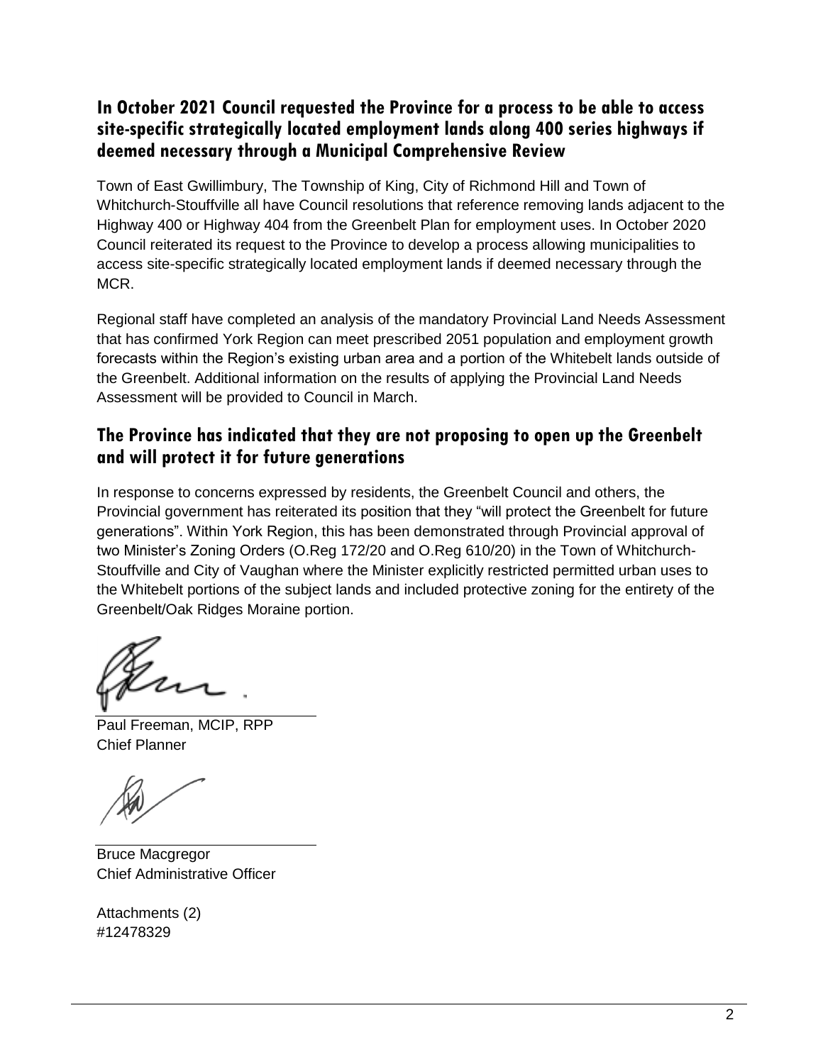## In October 2021 Council requested the Province for a process to be able to access site-specific strategically located employment lands along 400 series highways if deemed necessary through a Municipal Comprehensive Review

Town of East Gwillimbury, The Township of King, City of Richmond Hill and Town of Whitchurch-Stouffville all have Council resolutions that reference removing lands adjacent to the Highway 400 or Highway 404 from the Greenbelt Plan for employment uses. In October 2020 Council reiterated its request to the Province to develop a process allowing municipalities to access site-specific strategically located employment lands if deemed necessary through the MCR.

Regional staff have completed an analysis of the mandatory Provincial Land Needs Assessment that has confirmed York Region can meet prescribed 2051 population and employment growth forecasts within the Region's existing urban area and a portion of the Whitebelt lands outside of the Greenbelt. Additional information on the results of applying the Provincial Land Needs Assessment will be provided to Council in March.

## The Province has indicated that they are not proposing to open up the Greenbelt and will protect it for future generations

In response to concerns expressed by residents, the Greenbelt Council and others, the Provincial government has reiterated its position that they "will protect the Greenbelt for future generations". Within York Region, this has been demonstrated through Provincial approval of two Minister's Zoning Orders (O.Reg 172/20 and O.Reg 610/20) in the Town of Whitchurch-Stouffville and City of Vaughan where the Minister explicitly restricted permitted urban uses to the Whitebelt portions of the subject lands and included protective zoning for the entirety of the Greenbelt/Oak Ridges Moraine portion.

Paul Freeman, MCIP, RPP
Chief Planner

Bruce Macgregor
Chief Administrative Officer

Attachments (2)
#12478329